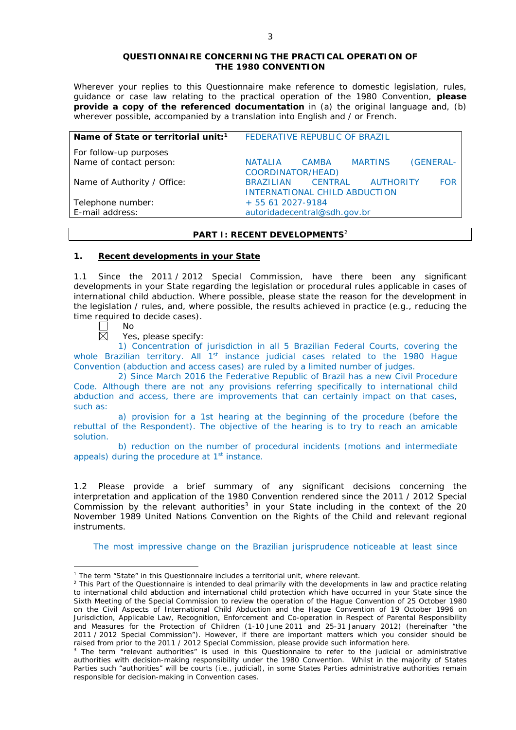**QUESTIONNAIRE CONCERNING THE PRACTICAL OPERATION OF THE 1980 CONVENTION**

Wherever your replies to this Questionnaire make reference to domestic legislation, rules, guidance or case law relating to the practical operation of the 1980 Convention, **please provide a copy of the referenced documentation** in (a) the original language and, (b) wherever possible, accompanied by a translation into English and / or French.

| **Name of State or territorial unit:**[1] | FEDERATIVE REPUBLIC OF BRAZIL |
|---|---|
| For follow-up purposes<br>Name of contact person: | NATALIA CAMBA MARTINS (GENERAL-COORDINATOR/HEAD) |
| Name of Authority / Office: | BRAZILIAN CENTRAL AUTHORITY FOR INTERNATIONAL CHILD ABDUCTION |
| Telephone number: | + 55 61 2027-9184 |
| E-mail address: | autoridadecentral@sdh.gov.br |

## PART I: RECENT DEVELOPMENTS[2]

### 1. Recent developments in your State

1.1 Since the 2011 / 2012 Special Commission, have there been any significant developments in your State regarding the legislation or procedural rules applicable in cases of international child abduction. Where possible, please state the reason for the development in the legislation / rules, and, where possible, the results achieved in practice (e.g., reducing the time required to decide cases).

☐ No

☒ Yes, please specify:

1) Concentration of jurisdiction in all 5 Brazilian Federal Courts, covering the whole Brazilian territory. All 1st instance judicial cases related to the 1980 Hague Convention (abduction and access cases) are ruled by a limited number of judges.

2) Since March 2016 the Federative Republic of Brazil has a new Civil Procedure Code. Although there are not any provisions referring specifically to international child abduction and access, there are improvements that can certainly impact on that cases, such as:

a) provision for a 1st hearing at the beginning of the procedure (before the rebuttal of the Respondent). The objective of the hearing is to try to reach an amicable solution.

b) reduction on the number of procedural incidents (motions and intermediate appeals) during the procedure at 1st instance.

1.2 Please provide a brief summary of any significant decisions concerning the interpretation and application of the 1980 Convention rendered since the 2011 / 2012 Special Commission by the relevant authorities[3] in your State including in the context of the 20 November 1989 United Nations Convention on the Rights of the Child and relevant regional instruments.

The most impressive change on the Brazilian jurisprudence noticeable at least since

---

[1] The term "State" in this Questionnaire includes a territorial unit, where relevant.

[2] This Part of the Questionnaire is intended to deal primarily with the developments in law and practice relating to international child abduction and international child protection which have occurred in your State since the Sixth Meeting of the Special Commission to review the operation of the Hague Convention of 25 October 1980 on the Civil Aspects of International Child Abduction and the Hague Convention of 19 October 1996 on Jurisdiction, Applicable Law, Recognition, Enforcement and Co-operation in Respect of Parental Responsibility and Measures for the Protection of Children (1-10 June 2011 and 25-31 January 2012) (hereinafter "the 2011 / 2012 Special Commission"). However, if there are important matters which you consider should be raised from prior to the 2011 / 2012 Special Commission, please provide such information here.

[3] The term "relevant authorities" is used in this Questionnaire to refer to the judicial or administrative authorities with decision-making responsibility under the 1980 Convention. Whilst in the majority of States Parties such "authorities" will be courts (i.e., judicial), in some States Parties administrative authorities remain responsible for decision-making in Convention cases.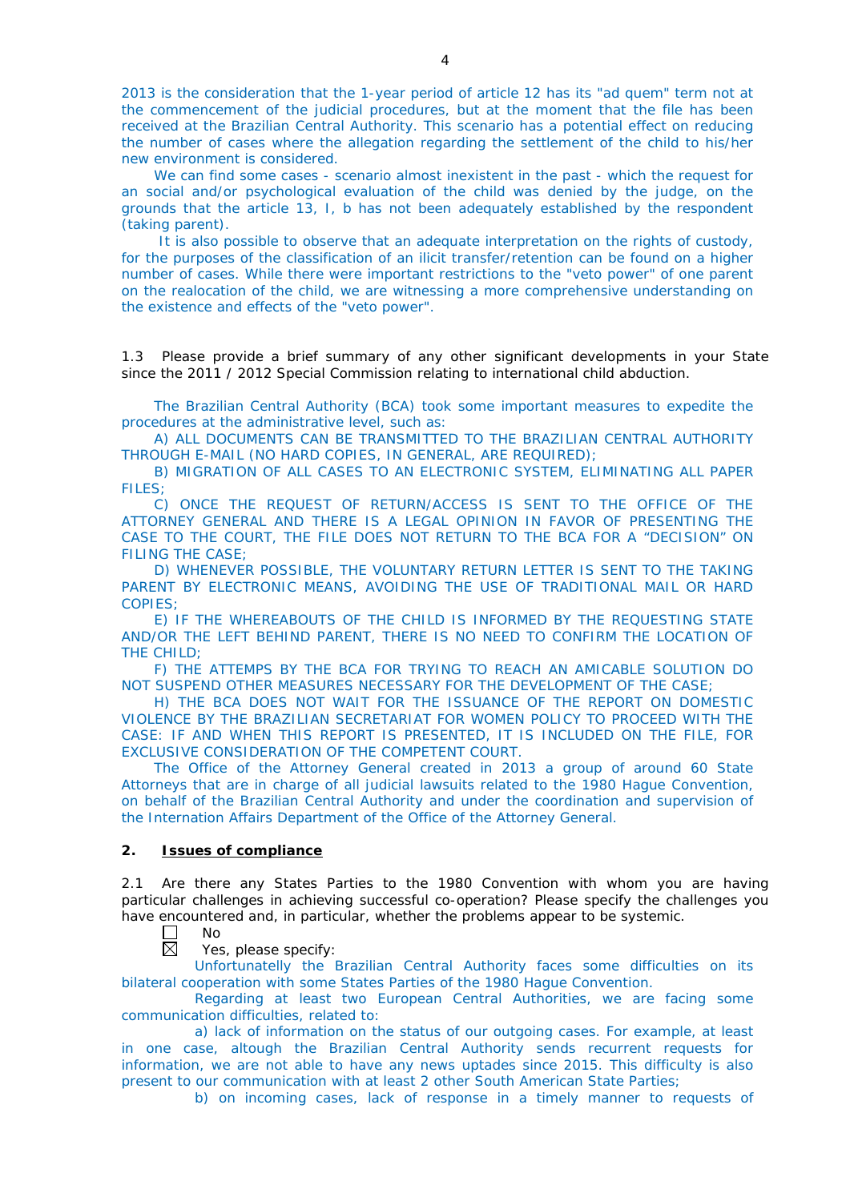2013 is the consideration that the 1-year period of article 12 has its "ad quem" term not at the commencement of the judicial procedures, but at the moment that the file has been received at the Brazilian Central Authority. This scenario has a potential effect on reducing the number of cases where the allegation regarding the settlement of the child to his/her new environment is considered.

We can find some cases - scenario almost inexistent in the past - which the request for an social and/or psychological evaluation of the child was denied by the judge, on the grounds that the article 13, I, b has not been adequately established by the respondent (taking parent).

It is also possible to observe that an adequate interpretation on the rights of custody, for the purposes of the classification of an ilicit transfer/retention can be found on a higher number of cases. While there were important restrictions to the "veto power" of one parent on the realocation of the child, we are witnessing a more comprehensive understanding on the existence and effects of the "veto power".

1.3 Please provide a brief summary of any other significant developments in your State since the 2011 / 2012 Special Commission relating to international child abduction.

The Brazilian Central Authority (BCA) took some important measures to expedite the procedures at the administrative level, such as:

A) ALL DOCUMENTS CAN BE TRANSMITTED TO THE BRAZILIAN CENTRAL AUTHORITY THROUGH E-MAIL (NO HARD COPIES, IN GENERAL, ARE REQUIRED);

B) MIGRATION OF ALL CASES TO AN ELECTRONIC SYSTEM, ELIMINATING ALL PAPER FILES;

C) ONCE THE REQUEST OF RETURN/ACCESS IS SENT TO THE OFFICE OF THE ATTORNEY GENERAL AND THERE IS A LEGAL OPINION IN FAVOR OF PRESENTING THE CASE TO THE COURT, THE FILE DOES NOT RETURN TO THE BCA FOR A "DECISION" ON FILING THE CASE;

D) WHENEVER POSSIBLE, THE VOLUNTARY RETURN LETTER IS SENT TO THE TAKING PARENT BY ELECTRONIC MEANS, AVOIDING THE USE OF TRADITIONAL MAIL OR HARD COPIES;

E) IF THE WHEREABOUTS OF THE CHILD IS INFORMED BY THE REQUESTING STATE AND/OR THE LEFT BEHIND PARENT, THERE IS NO NEED TO CONFIRM THE LOCATION OF THE CHILD;

F) THE ATTEMPS BY THE BCA FOR TRYING TO REACH AN AMICABLE SOLUTION DO NOT SUSPEND OTHER MEASURES NECESSARY FOR THE DEVELOPMENT OF THE CASE;

H) THE BCA DOES NOT WAIT FOR THE ISSUANCE OF THE REPORT ON DOMESTIC VIOLENCE BY THE BRAZILIAN SECRETARIAT FOR WOMEN POLICY TO PROCEED WITH THE CASE: IF AND WHEN THIS REPORT IS PRESENTED, IT IS INCLUDED ON THE FILE, FOR EXCLUSIVE CONSIDERATION OF THE COMPETENT COURT.

The Office of the Attorney General created in 2013 a group of around 60 State Attorneys that are in charge of all judicial lawsuits related to the 1980 Hague Convention, on behalf of the Brazilian Central Authority and under the coordination and supervision of the Internation Affairs Department of the Office of the Attorney General.

## 2. Issues of compliance

2.1 Are there any States Parties to the 1980 Convention with whom you are having particular challenges in achieving successful co-operation? Please specify the challenges you have encountered and, in particular, whether the problems appear to be systemic.

☐ No

☒ Yes, please specify:

Unfortunately the Brazilian Central Authority faces some difficulties on its bilateral cooperation with some States Parties of the 1980 Hague Convention.

Regarding at least two European Central Authorities, we are facing some communication difficulties, related to:

a) lack of information on the status of our outgoing cases. For example, at least in one case, altough the Brazilian Central Authority sends recurrent requests for information, we are not able to have any news uptades since 2015. This difficulty is also present to our communication with at least 2 other South American State Parties;

b) on incoming cases, lack of response in a timely manner to requests of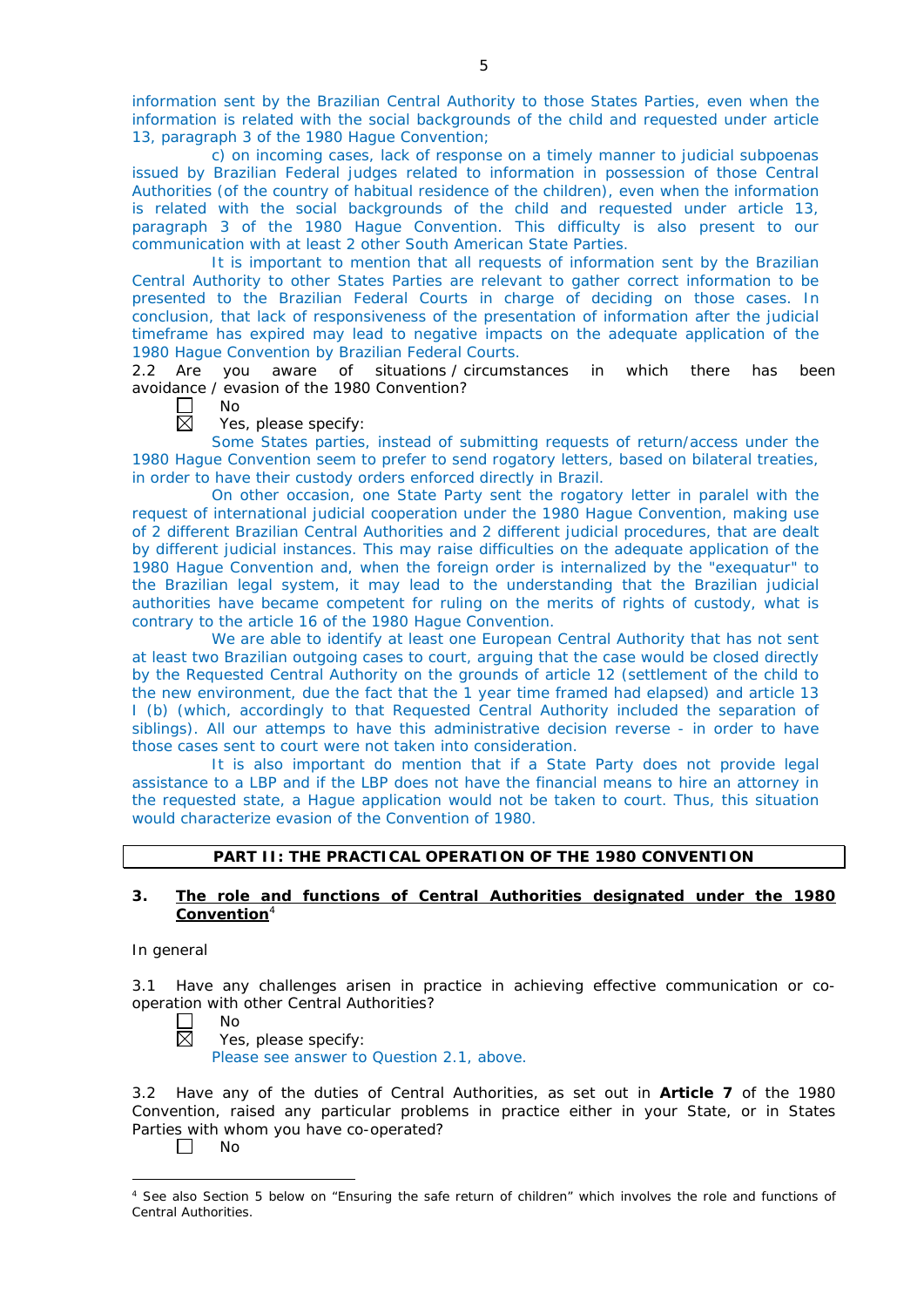information sent by the Brazilian Central Authority to those States Parties, even when the information is related with the social backgrounds of the child and requested under article 13, paragraph 3 of the 1980 Hague Convention;

c) on incoming cases, lack of response on a timely manner to judicial subpoenas issued by Brazilian Federal judges related to information in possession of those Central Authorities (of the country of habitual residence of the children), even when the information is related with the social backgrounds of the child and requested under article 13, paragraph 3 of the 1980 Hague Convention. This difficulty is also present to our communication with at least 2 other South American State Parties.

It is important to mention that all requests of information sent by the Brazilian Central Authority to other States Parties are relevant to gather correct information to be presented to the Brazilian Federal Courts in charge of deciding on those cases. In conclusion, that lack of responsiveness of the presentation of information after the judicial timeframe has expired may lead to negative impacts on the adequate application of the 1980 Hague Convention by Brazilian Federal Courts.

2.2 Are you aware of situations / circumstances in which there has been avoidance / evasion of the 1980 Convention?

☐ No

☒ Yes, please specify:

Some States parties, instead of submitting requests of return/access under the 1980 Hague Convention seem to prefer to send rogatory letters, based on bilateral treaties, in order to have their custody orders enforced directly in Brazil.

On other occasion, one State Party sent the rogatory letter in paralel with the request of international judicial cooperation under the 1980 Hague Convention, making use of 2 different Brazilian Central Authorities and 2 different judicial procedures, that are dealt by different judicial instances. This may raise difficulties on the adequate application of the 1980 Hague Convention and, when the foreign order is internalized by the "exequatur" to the Brazilian legal system, it may lead to the understanding that the Brazilian judicial authorities have became competent for ruling on the merits of rights of custody, what is contrary to the article 16 of the 1980 Hague Convention.

We are able to identify at least one European Central Authority that has not sent at least two Brazilian outgoing cases to court, arguing that the case would be closed directly by the Requested Central Authority on the grounds of article 12 (settlement of the child to the new environment, due the fact that the 1 year time framed had elapsed) and article 13 I (b) (which, accordingly to that Requested Central Authority included the separation of siblings). All our attemps to have this administrative decision reverse - in order to have those cases sent to court were not taken into consideration.

It is also important do mention that if a State Party does not provide legal assistance to a LBP and if the LBP does not have the financial means to hire an attorney in the requested state, a Hague application would not be taken to court. Thus, this situation would characterize evasion of the Convention of 1980.

## PART II: THE PRACTICAL OPERATION OF THE 1980 CONVENTION

### 3. The role and functions of Central Authorities designated under the 1980 Convention[4]

In general

3.1 Have any challenges arisen in practice in achieving effective communication or co-operation with other Central Authorities?

☐ No

☒ Yes, please specify:

Please see answer to Question 2.1, above.

3.2 Have any of the duties of Central Authorities, as set out in **Article 7** of the 1980 Convention, raised any particular problems in practice either in your State, or in States Parties with whom you have co-operated?

☐ No

[4] See also Section 5 below on "Ensuring the safe return of children" which involves the role and functions of Central Authorities.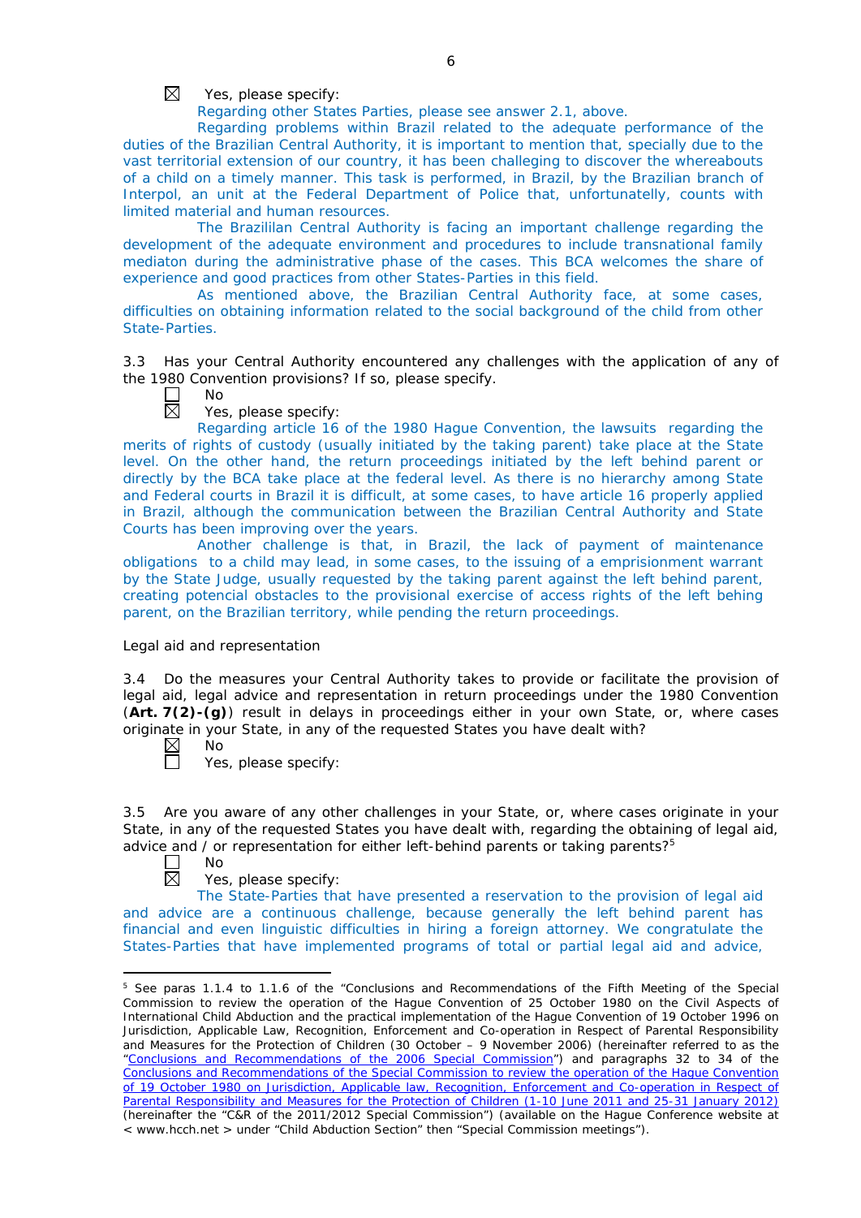☒ Yes, please specify:

Regarding other States Parties, please see answer 2.1, above.

Regarding problems within Brazil related to the adequate performance of the duties of the Brazilian Central Authority, it is important to mention that, specially due to the vast territorial extension of our country, it has been challeging to discover the whereabouts of a child on a timely manner. This task is performed, in Brazil, by the Brazilian branch of Interpol, an unit at the Federal Department of Police that, unfortunatelly, counts with limited material and human resources.

The Brazililan Central Authority is facing an important challenge regarding the development of the adequate environment and procedures to include transnational family mediaton during the administrative phase of the cases. This BCA welcomes the share of experience and good practices from other States-Parties in this field.

As mentioned above, the Brazilian Central Authority face, at some cases, difficulties on obtaining information related to the social background of the child from other State-Parties.

3.3 Has your Central Authority encountered any challenges with the application of any of the 1980 Convention provisions? If so, please specify.

☐ No

☒ Yes, please specify:

Regarding article 16 of the 1980 Hague Convention, the lawsuits regarding the merits of rights of custody (usually initiated by the taking parent) take place at the State level. On the other hand, the return proceedings initiated by the left behind parent or directly by the BCA take place at the federal level. As there is no hierarchy among State and Federal courts in Brazil it is difficult, at some cases, to have article 16 properly applied in Brazil, although the communication between the Brazilian Central Authority and State Courts has been improving over the years.

Another challenge is that, in Brazil, the lack of payment of maintenance obligations to a child may lead, in some cases, to the issuing of a emprisionment warrant by the State Judge, usually requested by the taking parent against the left behind parent, creating potencial obstacles to the provisional exercise of access rights of the left behing parent, on the Brazilian territory, while pending the return proceedings.

Legal aid and representation

3.4 Do the measures your Central Authority takes to provide or facilitate the provision of legal aid, legal advice and representation in return proceedings under the 1980 Convention (**Art. 7(2)-(g)**) result in delays in proceedings either in your own State, or, where cases originate in your State, in any of the requested States you have dealt with?

☒ No

☐ Yes, please specify:

3.5 Are you aware of any other challenges in your State, or, where cases originate in your State, in any of the requested States you have dealt with, regarding the obtaining of legal aid, advice and / or representation for either left-behind parents or taking parents?[5]

☐ No

☒ Yes, please specify:

The State-Parties that have presented a reservation to the provision of legal aid and advice are a continuous challenge, because generally the left behind parent has financial and even linguistic difficulties in hiring a foreign attorney. We congratulate the States-Parties that have implemented programs of total or partial legal aid and advice,

---

[5] See paras 1.1.4 to 1.1.6 of the "Conclusions and Recommendations of the Fifth Meeting of the Special Commission to review the operation of the Hague Convention of 25 October 1980 on the Civil Aspects of International Child Abduction and the practical implementation of the Hague Convention of 19 October 1996 on Jurisdiction, Applicable Law, Recognition, Enforcement and Co-operation in Respect of Parental Responsibility and Measures for the Protection of Children (30 October – 9 November 2006) (hereinafter referred to as the "Conclusions and Recommendations of the 2006 Special Commission") and paragraphs 32 to 34 of the Conclusions and Recommendations of the Special Commission to review the operation of the Hague Convention of 19 October 1980 on Jurisdiction, Applicable law, Recognition, Enforcement and Co-operation in Respect of Parental Responsibility and Measures for the Protection of Children (1-10 June 2011 and 25-31 January 2012) (hereinafter the "C&R of the 2011/2012 Special Commission") (available on the Hague Conference website at < www.hcch.net > under "Child Abduction Section" then "Special Commission meetings").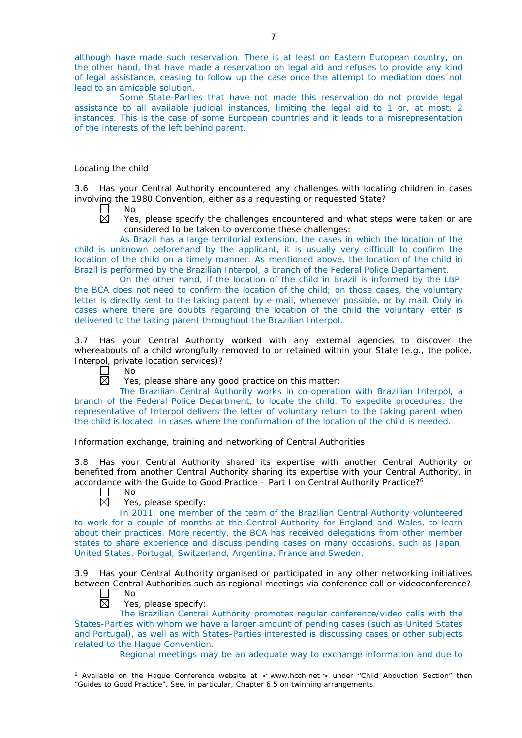although have made such reservation. There is at least on Eastern European country, on the other hand, that have made a reservation on legal aid and refuses to provide any kind of legal assistance, ceasing to follow up the case once the attempt to mediation does not lead to an amicable solution.

Some State-Parties that have not made this reservation do not provide legal assistance to all available judicial instances, limiting the legal aid to 1 or, at most, 2 instances. This is the case of some European countries and it leads to a misrepresentation of the interests of the left behind parent.

Locating the child

3.6 Has your Central Authority encountered any challenges with locating children in cases involving the 1980 Convention, either as a requesting or requested State?

☐ No
☒ Yes, please specify the challenges encountered and what steps were taken or are considered to be taken to overcome these challenges:

As Brazil has a large territorial extension, the cases in which the location of the child is unknown beforehand by the applicant, it is usually very difficult to confirm the location of the child on a timely manner. As mentioned above, the location of the child in Brazil is performed by the Brazilian Interpol, a branch of the Federal Police Departament.

On the other hand, if the location of the child in Brazil is informed by the LBP, the BCA does not need to confirm the location of the child; on those cases, the voluntary letter is directly sent to the taking parent by e-mail, whenever possible, or by mail. Only in cases where there are doubts regarding the location of the child the voluntary letter is delivered to the taking parent throughout the Brazilian Interpol.

3.7 Has your Central Authority worked with any external agencies to discover the whereabouts of a child wrongfully removed to or retained within your State (e.g., the police, Interpol, private location services)?

☐ No
☒ Yes, please share any good practice on this matter:

The Brazilian Central Authority works in co-operation with Brazilian Interpol, a branch of the Federal Police Department, to locate the child. To expedite procedures, the representative of Interpol delivers the letter of voluntary return to the taking parent when the child is located, in cases where the confirmation of the location of the child is needed.

Information exchange, training and networking of Central Authorities

3.8 Has your Central Authority shared its expertise with another Central Authority or benefited from another Central Authority sharing its expertise with your Central Authority, in accordance with the Guide to Good Practice – Part I on Central Authority Practice?[6]

☐ No
☒ Yes, please specify:

In 2011, one member of the team of the Brazilian Central Authority volunteered to work for a couple of months at the Central Authority for England and Wales, to learn about their practices. More recently, the BCA has received delegations from other member states to share experience and discuss pending cases on many occasions, such as Japan, United States, Portugal, Switzerland, Argentina, France and Sweden.

3.9 Has your Central Authority organised or participated in any other networking initiatives between Central Authorities such as regional meetings via conference call or videoconference?

☐ No
☒ Yes, please specify:

The Brazilian Central Authority promotes regular conference/video calls with the States-Parties with whom we have a larger amount of pending cases (such as United States and Portugal), as well as with States-Parties interested is discussing cases or other subjects related to the Hague Convention.

Regional meetings may be an adequate way to exchange information and due to

---

[6] Available on the Hague Conference website at < www.hcch.net > under "Child Abduction Section" then "Guides to Good Practice". See, in particular, Chapter 6.5 on twinning arrangements.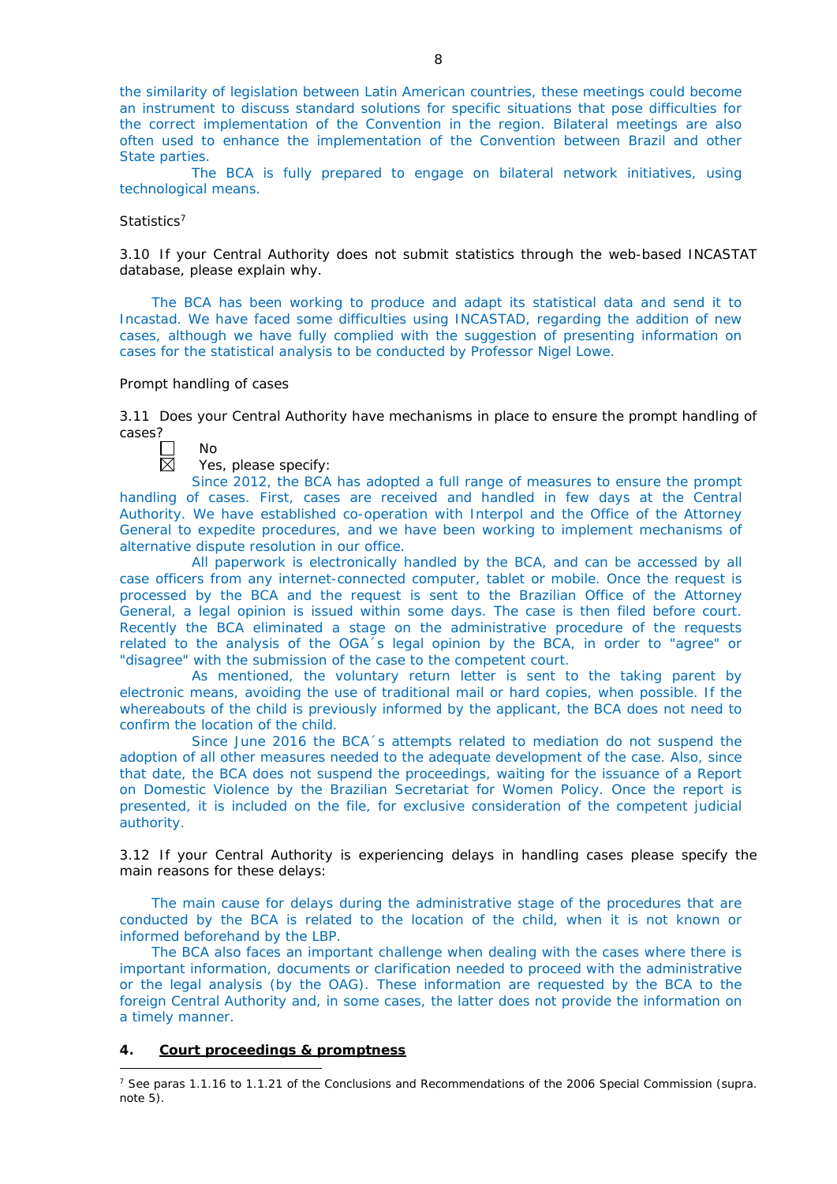the similarity of legislation between Latin American countries, these meetings could become an instrument to discuss standard solutions for specific situations that pose difficulties for the correct implementation of the Convention in the region. Bilateral meetings are also often used to enhance the implementation of the Convention between Brazil and other State parties.

The BCA is fully prepared to engage on bilateral network initiatives, using technological means.

Statistics[7]

3.10 If your Central Authority does not submit statistics through the web-based INCASTAT database, please explain why.

The BCA has been working to produce and adapt its statistical data and send it to Incastad. We have faced some difficulties using INCASTAD, regarding the addition of new cases, although we have fully complied with the suggestion of presenting information on cases for the statistical analysis to be conducted by Professor Nigel Lowe.

Prompt handling of cases

3.11 Does your Central Authority have mechanisms in place to ensure the prompt handling of cases?

☐ No

☒ Yes, please specify:

Since 2012, the BCA has adopted a full range of measures to ensure the prompt handling of cases. First, cases are received and handled in few days at the Central Authority. We have established co-operation with Interpol and the Office of the Attorney General to expedite procedures, and we have been working to implement mechanisms of alternative dispute resolution in our office.

All paperwork is electronically handled by the BCA, and can be accessed by all case officers from any internet-connected computer, tablet or mobile. Once the request is processed by the BCA and the request is sent to the Brazilian Office of the Attorney General, a legal opinion is issued within some days. The case is then filed before court. Recently the BCA eliminated a stage on the administrative procedure of the requests related to the analysis of the OGA´s legal opinion by the BCA, in order to "agree" or "disagree" with the submission of the case to the competent court.

As mentioned, the voluntary return letter is sent to the taking parent by electronic means, avoiding the use of traditional mail or hard copies, when possible. If the whereabouts of the child is previously informed by the applicant, the BCA does not need to confirm the location of the child.

Since June 2016 the BCA´s attempts related to mediation do not suspend the adoption of all other measures needed to the adequate development of the case. Also, since that date, the BCA does not suspend the proceedings, waiting for the issuance of a Report on Domestic Violence by the Brazilian Secretariat for Women Policy. Once the report is presented, it is included on the file, for exclusive consideration of the competent judicial authority.

3.12 If your Central Authority is experiencing delays in handling cases please specify the main reasons for these delays:

The main cause for delays during the administrative stage of the procedures that are conducted by the BCA is related to the location of the child, when it is not known or informed beforehand by the LBP.

The BCA also faces an important challenge when dealing with the cases where there is important information, documents or clarification needed to proceed with the administrative or the legal analysis (by the OAG). These information are requested by the BCA to the foreign Central Authority and, in some cases, the latter does not provide the information on a timely manner.

## 4. <u>Court proceedings & promptness</u>

[7] See paras 1.1.16 to 1.1.21 of the Conclusions and Recommendations of the 2006 Special Commission (supra. note 5).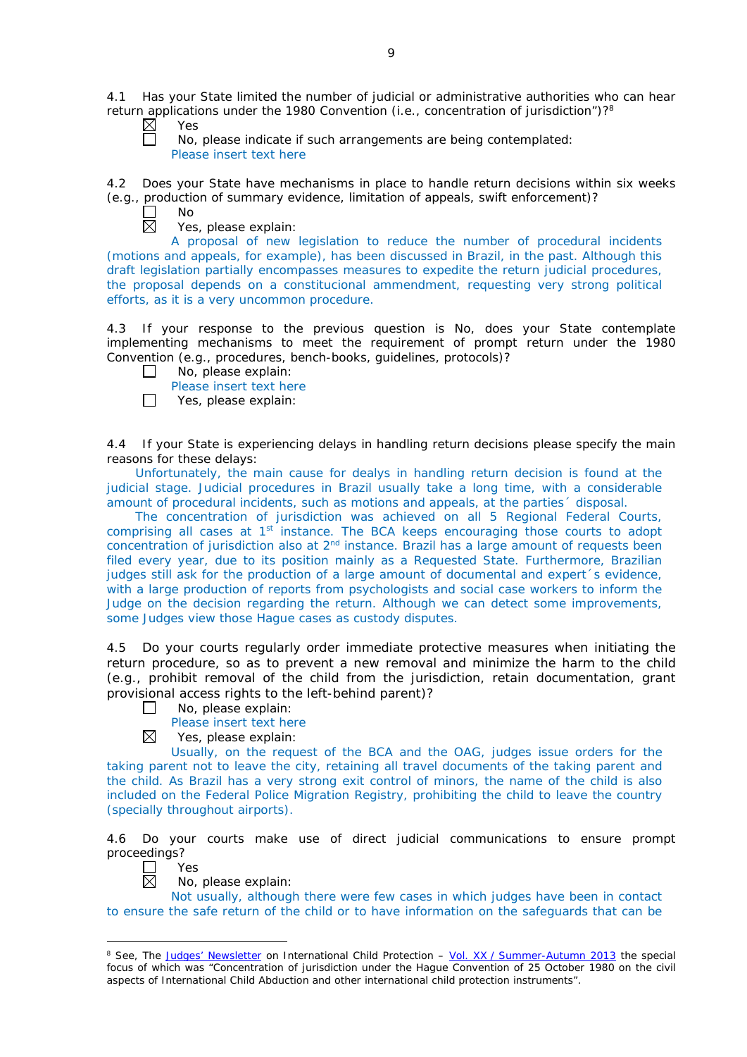4.1 Has your State limited the number of judicial or administrative authorities who can hear return applications under the 1980 Convention (i.e., concentration of jurisdiction")?[8]

☒ Yes

☐ No, please indicate if such arrangements are being contemplated:
Please insert text here

4.2 Does your State have mechanisms in place to handle return decisions within six weeks (e.g., production of summary evidence, limitation of appeals, swift enforcement)?

☐ No

☒ Yes, please explain:
A proposal of new legislation to reduce the number of procedural incidents (motions and appeals, for example), has been discussed in Brazil, in the past. Although this draft legislation partially encompasses measures to expedite the return judicial procedures, the proposal depends on a constitucional ammendment, requesting very strong political efforts, as it is a very uncommon procedure.

4.3 If your response to the previous question is No, does your State contemplate implementing mechanisms to meet the requirement of prompt return under the 1980 Convention (e.g., procedures, bench-books, guidelines, protocols)?

☐ No, please explain:
Please insert text here

☐ Yes, please explain:

4.4 If your State is experiencing delays in handling return decisions please specify the main reasons for these delays:

Unfortunately, the main cause for dealys in handling return decision is found at the judicial stage. Judicial procedures in Brazil usually take a long time, with a considerable amount of procedural incidents, such as motions and appeals, at the parties´ disposal.

The concentration of jurisdiction was achieved on all 5 Regional Federal Courts, comprising all cases at 1st instance. The BCA keeps encouraging those courts to adopt concentration of jurisdiction also at 2nd instance. Brazil has a large amount of requests been filed every year, due to its position mainly as a Requested State. Furthermore, Brazilian judges still ask for the production of a large amount of documental and expert´s evidence, with a large production of reports from psychologists and social case workers to inform the Judge on the decision regarding the return. Although we can detect some improvements, some Judges view those Hague cases as custody disputes.

4.5 Do your courts regularly order immediate protective measures when initiating the return procedure, so as to prevent a new removal and minimize the harm to the child (e.g., prohibit removal of the child from the jurisdiction, retain documentation, grant provisional access rights to the left-behind parent)?

☐ No, please explain:
Please insert text here

☒ Yes, please explain:
Usually, on the request of the BCA and the OAG, judges issue orders for the taking parent not to leave the city, retaining all travel documents of the taking parent and the child. As Brazil has a very strong exit control of minors, the name of the child is also included on the Federal Police Migration Registry, prohibiting the child to leave the country (specially throughout airports).

4.6 Do your courts make use of direct judicial communications to ensure prompt proceedings?

☐ Yes

☒ No, please explain:
Not usually, although there were few cases in which judges have been in contact to ensure the safe return of the child or to have information on the safeguards that can be

---

[8] See, The Judges' Newsletter on International Child Protection – Vol. XX / Summer-Autumn 2013 the special focus of which was "Concentration of jurisdiction under the Hague Convention of 25 October 1980 on the civil aspects of International Child Abduction and other international child protection instruments".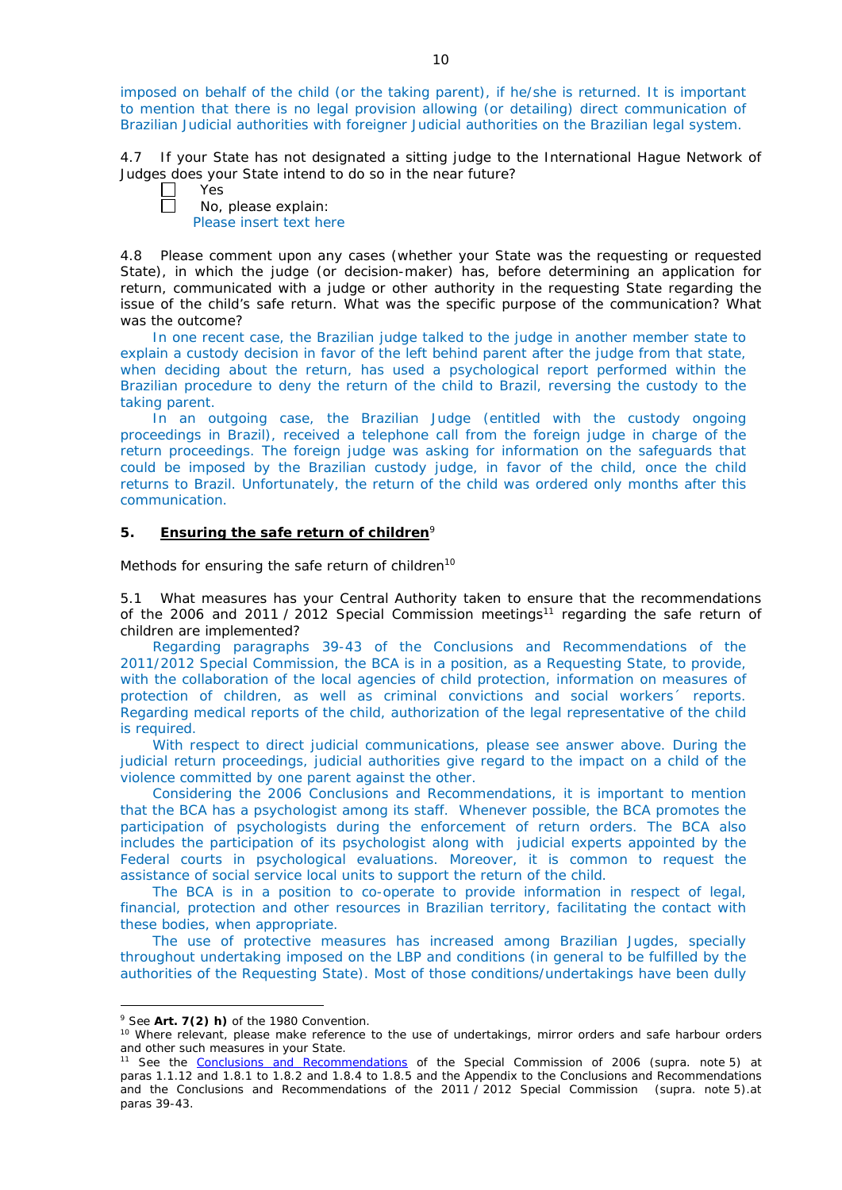imposed on behalf of the child (or the taking parent), if he/she is returned. It is important to mention that there is no legal provision allowing (or detailing) direct communication of Brazilian Judicial authorities with foreigner Judicial authorities on the Brazilian legal system.

4.7 If your State has not designated a sitting judge to the International Hague Network of Judges does your State intend to do so in the near future?

☐ Yes
☐ No, please explain:
Please insert text here

4.8 Please comment upon any cases (whether your State was the requesting or requested State), in which the judge (or decision-maker) has, before determining an application for return, communicated with a judge or other authority in the requesting State regarding the issue of the child's safe return. What was the specific purpose of the communication? What was the outcome?

In one recent case, the Brazilian judge talked to the judge in another member state to explain a custody decision in favor of the left behind parent after the judge from that state, when deciding about the return, has used a psychological report performed within the Brazilian procedure to deny the return of the child to Brazil, reversing the custody to the taking parent.

In an outgoing case, the Brazilian Judge (entitled with the custody ongoing proceedings in Brazil), received a telephone call from the foreign judge in charge of the return proceedings. The foreign judge was asking for information on the safeguards that could be imposed by the Brazilian custody judge, in favor of the child, once the child returns to Brazil. Unfortunately, the return of the child was ordered only months after this communication.

## 5. Ensuring the safe return of children[9]

Methods for ensuring the safe return of children[10]

5.1 What measures has your Central Authority taken to ensure that the recommendations of the 2006 and 2011 / 2012 Special Commission meetings[11] regarding the safe return of children are implemented?

Regarding paragraphs 39-43 of the Conclusions and Recommendations of the 2011/2012 Special Commission, the BCA is in a position, as a Requesting State, to provide, with the collaboration of the local agencies of child protection, information on measures of protection of children, as well as criminal convictions and social workers´ reports. Regarding medical reports of the child, authorization of the legal representative of the child is required.

With respect to direct judicial communications, please see answer above. During the judicial return proceedings, judicial authorities give regard to the impact on a child of the violence committed by one parent against the other.

Considering the 2006 Conclusions and Recommendations, it is important to mention that the BCA has a psychologist among its staff. Whenever possible, the BCA promotes the participation of psychologists during the enforcement of return orders. The BCA also includes the participation of its psychologist along with judicial experts appointed by the Federal courts in psychological evaluations. Moreover, it is common to request the assistance of social service local units to support the return of the child.

The BCA is in a position to co-operate to provide information in respect of legal, financial, protection and other resources in Brazilian territory, facilitating the contact with these bodies, when appropriate.

The use of protective measures has increased among Brazilian Jugdes, specially throughout undertaking imposed on the LBP and conditions (in general to be fulfilled by the authorities of the Requesting State). Most of those conditions/undertakings have been dully

---

[9] See **Art. 7(2) h)** of the 1980 Convention.

[10] Where relevant, please make reference to the use of undertakings, mirror orders and safe harbour orders and other such measures in your State.

[11] See the Conclusions and Recommendations of the Special Commission of 2006 (supra. note 5) at paras 1.1.12 and 1.8.1 to 1.8.2 and 1.8.4 to 1.8.5 and the Appendix to the Conclusions and Recommendations and the Conclusions and Recommendations of the 2011 / 2012 Special Commission (supra. note 5).at paras 39-43.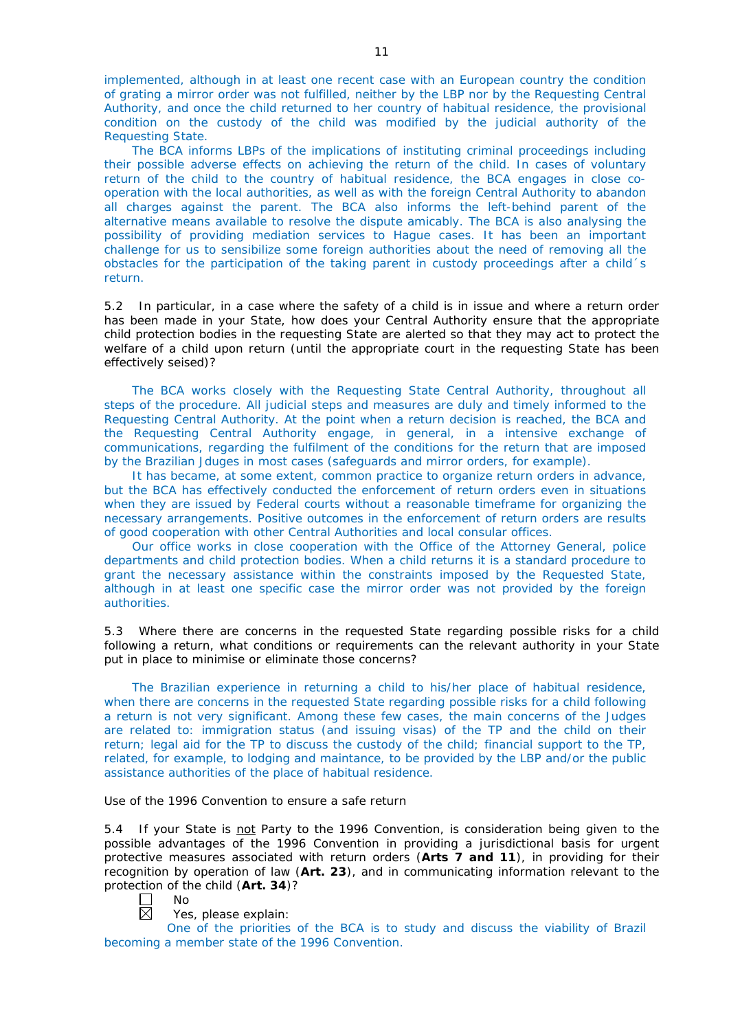implemented, although in at least one recent case with an European country the condition of grating a mirror order was not fulfilled, neither by the LBP nor by the Requesting Central Authority, and once the child returned to her country of habitual residence, the provisional condition on the custody of the child was modified by the judicial authority of the Requesting State.

The BCA informs LBPs of the implications of instituting criminal proceedings including their possible adverse effects on achieving the return of the child. In cases of voluntary return of the child to the country of habitual residence, the BCA engages in close co-operation with the local authorities, as well as with the foreign Central Authority to abandon all charges against the parent. The BCA also informs the left-behind parent of the alternative means available to resolve the dispute amicably. The BCA is also analysing the possibility of providing mediation services to Hague cases. It has been an important challenge for us to sensibilize some foreign authorities about the need of removing all the obstacles for the participation of the taking parent in custody proceedings after a child´s return.

5.2 In particular, in a case where the safety of a child is in issue and where a return order has been made in your State, how does your Central Authority ensure that the appropriate child protection bodies in the requesting State are alerted so that they may act to protect the welfare of a child upon return (until the appropriate court in the requesting State has been effectively seised)?

The BCA works closely with the Requesting State Central Authority, throughout all steps of the procedure. All judicial steps and measures are duly and timely informed to the Requesting Central Authority. At the point when a return decision is reached, the BCA and the Requesting Central Authority engage, in general, in a intensive exchange of communications, regarding the fulfilment of the conditions for the return that are imposed by the Brazilian Jduges in most cases (safeguards and mirror orders, for example).

It has became, at some extent, common practice to organize return orders in advance, but the BCA has effectively conducted the enforcement of return orders even in situations when they are issued by Federal courts without a reasonable timeframe for organizing the necessary arrangements. Positive outcomes in the enforcement of return orders are results of good cooperation with other Central Authorities and local consular offices.

Our office works in close cooperation with the Office of the Attorney General, police departments and child protection bodies. When a child returns it is a standard procedure to grant the necessary assistance within the constraints imposed by the Requested State, although in at least one specific case the mirror order was not provided by the foreign authorities.

5.3 Where there are concerns in the requested State regarding possible risks for a child following a return, what conditions or requirements can the relevant authority in your State put in place to minimise or eliminate those concerns?

The Brazilian experience in returning a child to his/her place of habitual residence, when there are concerns in the requested State regarding possible risks for a child following a return is not very significant. Among these few cases, the main concerns of the Judges are related to: immigration status (and issuing visas) of the TP and the child on their return; legal aid for the TP to discuss the custody of the child; financial support to the TP, related, for example, to lodging and maintance, to be provided by the LBP and/or the public assistance authorities of the place of habitual residence.

Use of the 1996 Convention to ensure a safe return

5.4 If your State is not Party to the 1996 Convention, is consideration being given to the possible advantages of the 1996 Convention in providing a jurisdictional basis for urgent protective measures associated with return orders (**Arts 7 and 11**), in providing for their recognition by operation of law (**Art. 23**), and in communicating information relevant to the protection of the child (**Art. 34**)?

☐ No
☒ Yes, please explain:

One of the priorities of the BCA is to study and discuss the viability of Brazil becoming a member state of the 1996 Convention.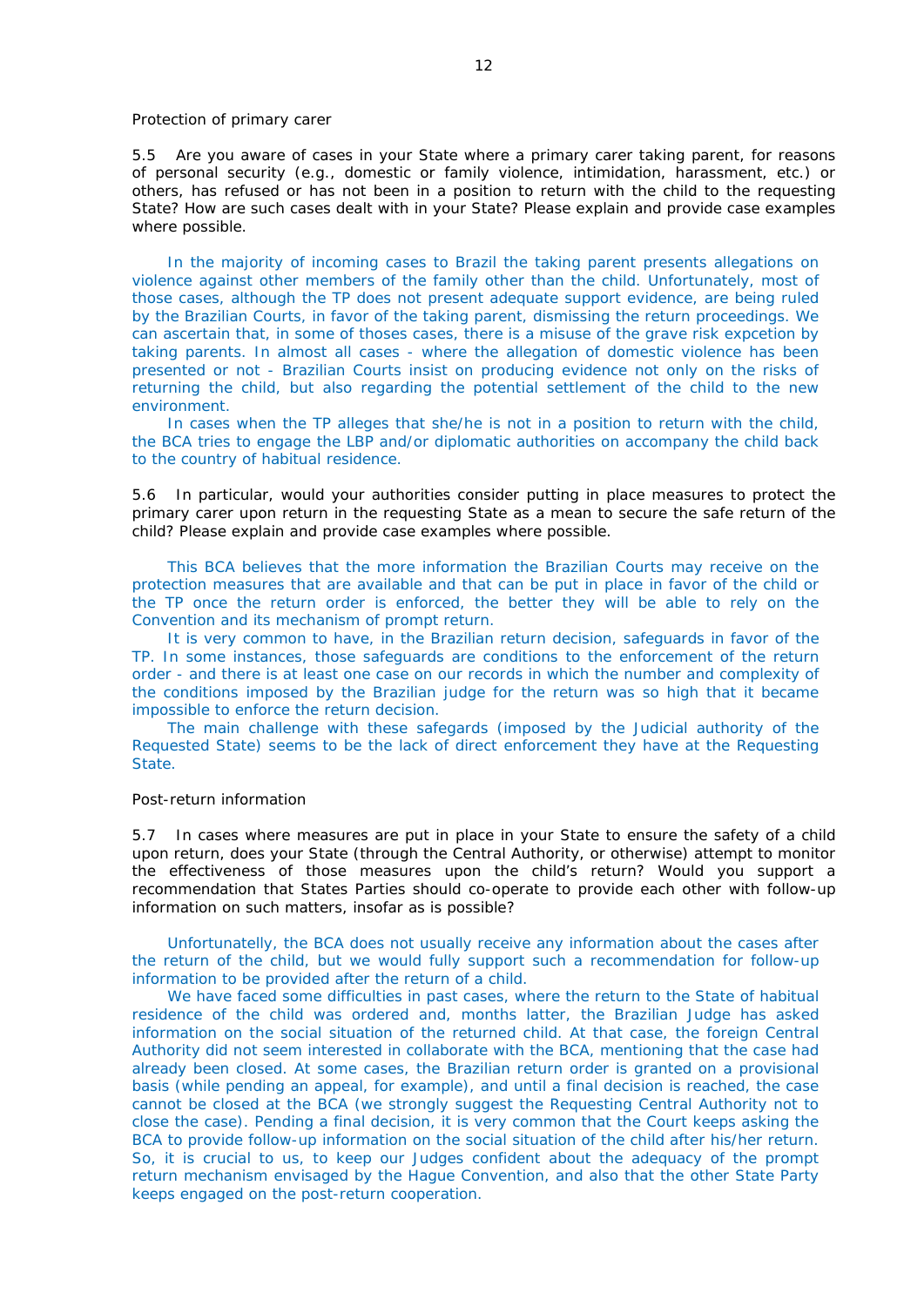Protection of primary carer

5.5 Are you aware of cases in your State where a primary carer taking parent, for reasons of personal security (e.g., domestic or family violence, intimidation, harassment, etc.) or others, has refused or has not been in a position to return with the child to the requesting State? How are such cases dealt with in your State? Please explain and provide case examples where possible.

In the majority of incoming cases to Brazil the taking parent presents allegations on violence against other members of the family other than the child. Unfortunately, most of those cases, although the TP does not present adequate support evidence, are being ruled by the Brazilian Courts, in favor of the taking parent, dismissing the return proceedings. We can ascertain that, in some of thoses cases, there is a misuse of the grave risk expcetion by taking parents. In almost all cases - where the allegation of domestic violence has been presented or not - Brazilian Courts insist on producing evidence not only on the risks of returning the child, but also regarding the potential settlement of the child to the new environment.

In cases when the TP alleges that she/he is not in a position to return with the child, the BCA tries to engage the LBP and/or diplomatic authorities on accompany the child back to the country of habitual residence.

5.6 In particular, would your authorities consider putting in place measures to protect the primary carer upon return in the requesting State as a mean to secure the safe return of the child? Please explain and provide case examples where possible.

This BCA believes that the more information the Brazilian Courts may receive on the protection measures that are available and that can be put in place in favor of the child or the TP once the return order is enforced, the better they will be able to rely on the Convention and its mechanism of prompt return.

It is very common to have, in the Brazilian return decision, safeguards in favor of the TP. In some instances, those safeguards are conditions to the enforcement of the return order - and there is at least one case on our records in which the number and complexity of the conditions imposed by the Brazilian judge for the return was so high that it became impossible to enforce the return decision.

The main challenge with these safegards (imposed by the Judicial authority of the Requested State) seems to be the lack of direct enforcement they have at the Requesting State.

Post-return information

5.7 In cases where measures are put in place in your State to ensure the safety of a child upon return, does your State (through the Central Authority, or otherwise) attempt to monitor the effectiveness of those measures upon the child's return? Would you support a recommendation that States Parties should co-operate to provide each other with follow-up information on such matters, insofar as is possible?

Unfortunatelly, the BCA does not usually receive any information about the cases after the return of the child, but we would fully support such a recommendation for follow-up information to be provided after the return of a child.

We have faced some difficulties in past cases, where the return to the State of habitual residence of the child was ordered and, months latter, the Brazilian Judge has asked information on the social situation of the returned child. At that case, the foreign Central Authority did not seem interested in collaborate with the BCA, mentioning that the case had already been closed. At some cases, the Brazilian return order is granted on a provisional basis (while pending an appeal, for example), and until a final decision is reached, the case cannot be closed at the BCA (we strongly suggest the Requesting Central Authority not to close the case). Pending a final decision, it is very common that the Court keeps asking the BCA to provide follow-up information on the social situation of the child after his/her return. So, it is crucial to us, to keep our Judges confident about the adequacy of the prompt return mechanism envisaged by the Hague Convention, and also that the other State Party keeps engaged on the post-return cooperation.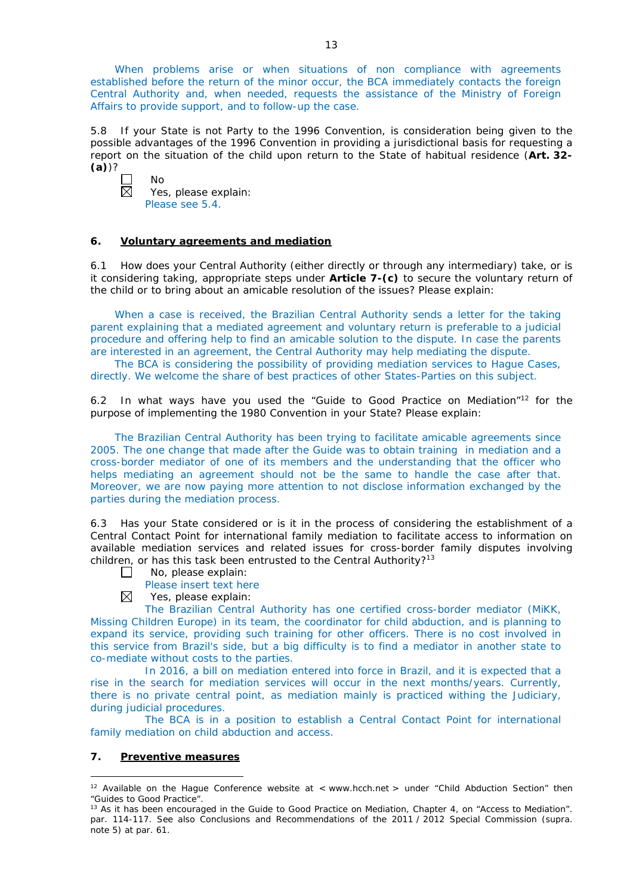When problems arise or when situations of non compliance with agreements established before the return of the minor occur, the BCA immediately contacts the foreign Central Authority and, when needed, requests the assistance of the Ministry of Foreign Affairs to provide support, and to follow-up the case.

5.8 If your State is not Party to the 1996 Convention, is consideration being given to the possible advantages of the 1996 Convention in providing a jurisdictional basis for requesting a report on the situation of the child upon return to the State of habitual residence (**Art. 32-(a)**)?

☐ No
☒ Yes, please explain:
Please see 5.4.

## 6. Voluntary agreements and mediation

6.1 How does your Central Authority (either directly or through any intermediary) take, or is it considering taking, appropriate steps under **Article 7-(c)** to secure the voluntary return of the child or to bring about an amicable resolution of the issues? Please explain:

When a case is received, the Brazilian Central Authority sends a letter for the taking parent explaining that a mediated agreement and voluntary return is preferable to a judicial procedure and offering help to find an amicable solution to the dispute. In case the parents are interested in an agreement, the Central Authority may help mediating the dispute.

The BCA is considering the possibility of providing mediation services to Hague Cases, directly. We welcome the share of best practices of other States-Parties on this subject.

6.2 In what ways have you used the "Guide to Good Practice on Mediation"[12] for the purpose of implementing the 1980 Convention in your State? Please explain:

The Brazilian Central Authority has been trying to facilitate amicable agreements since 2005. The one change that made after the Guide was to obtain training in mediation and a cross-border mediator of one of its members and the understanding that the officer who helps mediating an agreement should not be the same to handle the case after that. Moreover, we are now paying more attention to not disclose information exchanged by the parties during the mediation process.

6.3 Has your State considered or is it in the process of considering the establishment of a Central Contact Point for international family mediation to facilitate access to information on available mediation services and related issues for cross-border family disputes involving children, or has this task been entrusted to the Central Authority?[13]

☐ No, please explain:
Please insert text here
☒ Yes, please explain:
The Brazilian Central Authority has one certified cross-border mediator (MiKK, Missing Children Europe) in its team, the coordinator for child abduction, and is planning to expand its service, providing such training for other officers. There is no cost involved in this service from Brazil's side, but a big difficulty is to find a mediator in another state to co-mediate without costs to the parties.

In 2016, a bill on mediation entered into force in Brazil, and it is expected that a rise in the search for mediation services will occur in the next months/years. Currently, there is no private central point, as mediation mainly is practiced withing the Judiciary, during judicial procedures.

The BCA is in a position to establish a Central Contact Point for international family mediation on child abduction and access.

## 7. Preventive measures

---

[12] Available on the Hague Conference website at < www.hcch.net > under "Child Abduction Section" then "Guides to Good Practice".

[13] As it has been encouraged in the Guide to Good Practice on Mediation, Chapter 4, on "Access to Mediation". par. 114-117. See also Conclusions and Recommendations of the 2011 / 2012 Special Commission (supra. note 5) at par. 61.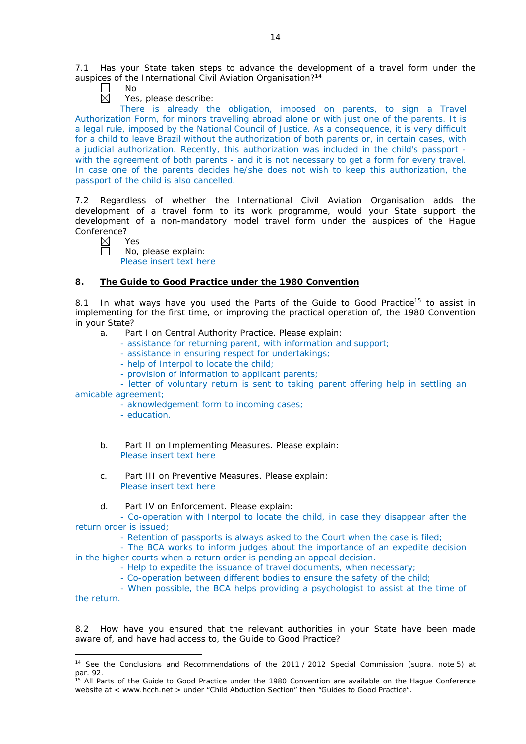7.1 Has your State taken steps to advance the development of a travel form under the auspices of the International Civil Aviation Organisation?[14]

☐ No
☒ Yes, please describe:

There is already the obligation, imposed on parents, to sign a Travel Authorization Form, for minors travelling abroad alone or with just one of the parents. It is a legal rule, imposed by the National Council of Justice. As a consequence, it is very difficult for a child to leave Brazil without the authorization of both parents or, in certain cases, with a judicial authorization. Recently, this authorization was included in the child's passport - with the agreement of both parents - and it is not necessary to get a form for every travel. In case one of the parents decides he/she does not wish to keep this authorization, the passport of the child is also cancelled.

7.2 Regardless of whether the International Civil Aviation Organisation adds the development of a travel form to its work programme, would your State support the development of a non-mandatory model travel form under the auspices of the Hague Conference?

☒ Yes
☐ No, please explain:
Please insert text here

## 8. The Guide to Good Practice under the 1980 Convention

8.1 In what ways have you used the Parts of the Guide to Good Practice[15] to assist in implementing for the first time, or improving the practical operation of, the 1980 Convention in your State?

a. Part I on Central Authority Practice. Please explain:
- assistance for returning parent, with information and support;
- assistance in ensuring respect for undertakings;
- help of Interpol to locate the child;
- provision of information to applicant parents;
- letter of voluntary return is sent to taking parent offering help in settling an amicable agreement;
- aknowledgement form to incoming cases;
- education.

b. Part II on Implementing Measures. Please explain:
Please insert text here

c. Part III on Preventive Measures. Please explain:
Please insert text here

d. Part IV on Enforcement. Please explain:
- Co-operation with Interpol to locate the child, in case they disappear after the return order is issued;
- Retention of passports is always asked to the Court when the case is filed;
- The BCA works to inform judges about the importance of an expedite decision in the higher courts when a return order is pending an appeal decision.
- Help to expedite the issuance of travel documents, when necessary;
- Co-operation between different bodies to ensure the safety of the child;
- When possible, the BCA helps providing a psychologist to assist at the time of the return.

8.2 How have you ensured that the relevant authorities in your State have been made aware of, and have had access to, the Guide to Good Practice?

---

[14] See the Conclusions and Recommendations of the 2011 / 2012 Special Commission (supra. note 5) at par. 92.

[15] All Parts of the Guide to Good Practice under the 1980 Convention are available on the Hague Conference website at < www.hcch.net > under "Child Abduction Section" then "Guides to Good Practice".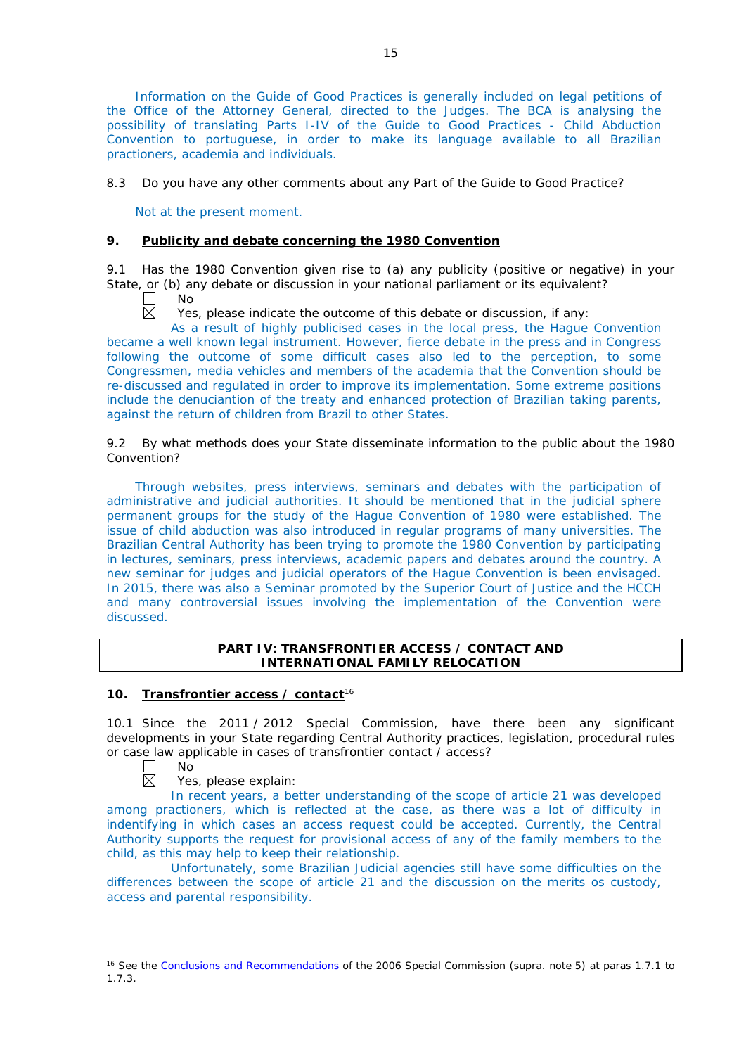Information on the Guide of Good Practices is generally included on legal petitions of the Office of the Attorney General, directed to the Judges. The BCA is analysing the possibility of translating Parts I-IV of the Guide to Good Practices - Child Abduction Convention to portuguese, in order to make its language available to all Brazilian practioners, academia and individuals.

8.3 Do you have any other comments about any Part of the Guide to Good Practice?

Not at the present moment.

## 9. Publicity and debate concerning the 1980 Convention

9.1 Has the 1980 Convention given rise to (a) any publicity (positive or negative) in your State, or (b) any debate or discussion in your national parliament or its equivalent?

☐ No

☒ Yes, please indicate the outcome of this debate or discussion, if any:

As a result of highly publicised cases in the local press, the Hague Convention became a well known legal instrument. However, fierce debate in the press and in Congress following the outcome of some difficult cases also led to the perception, to some Congressmen, media vehicles and members of the academia that the Convention should be re-discussed and regulated in order to improve its implementation. Some extreme positions include the denuciantion of the treaty and enhanced protection of Brazilian taking parents, against the return of children from Brazil to other States.

9.2 By what methods does your State disseminate information to the public about the 1980 Convention?

Through websites, press interviews, seminars and debates with the participation of administrative and judicial authorities. It should be mentioned that in the judicial sphere permanent groups for the study of the Hague Convention of 1980 were established. The issue of child abduction was also introduced in regular programs of many universities. The Brazilian Central Authority has been trying to promote the 1980 Convention by participating in lectures, seminars, press interviews, academic papers and debates around the country. A new seminar for judges and judicial operators of the Hague Convention is been envisaged. In 2015, there was also a Seminar promoted by the Superior Court of Justice and the HCCH and many controversial issues involving the implementation of the Convention were discussed.

# PART IV: TRANSFRONTIER ACCESS / CONTACT AND INTERNATIONAL FAMILY RELOCATION

## 10. Transfrontier access / contact[16]

10.1 Since the 2011 / 2012 Special Commission, have there been any significant developments in your State regarding Central Authority practices, legislation, procedural rules or case law applicable in cases of transfrontier contact / access?

☐ No

☒ Yes, please explain:

In recent years, a better understanding of the scope of article 21 was developed among practioners, which is reflected at the case, as there was a lot of difficulty in indentifying in which cases an access request could be accepted. Currently, the Central Authority supports the request for provisional access of any of the family members to the child, as this may help to keep their relationship.

Unfortunately, some Brazilian Judicial agencies still have some difficulties on the differences between the scope of article 21 and the discussion on the merits os custody, access and parental responsibility.

---

[16] See the Conclusions and Recommendations of the 2006 Special Commission (supra. note 5) at paras 1.7.1 to 1.7.3.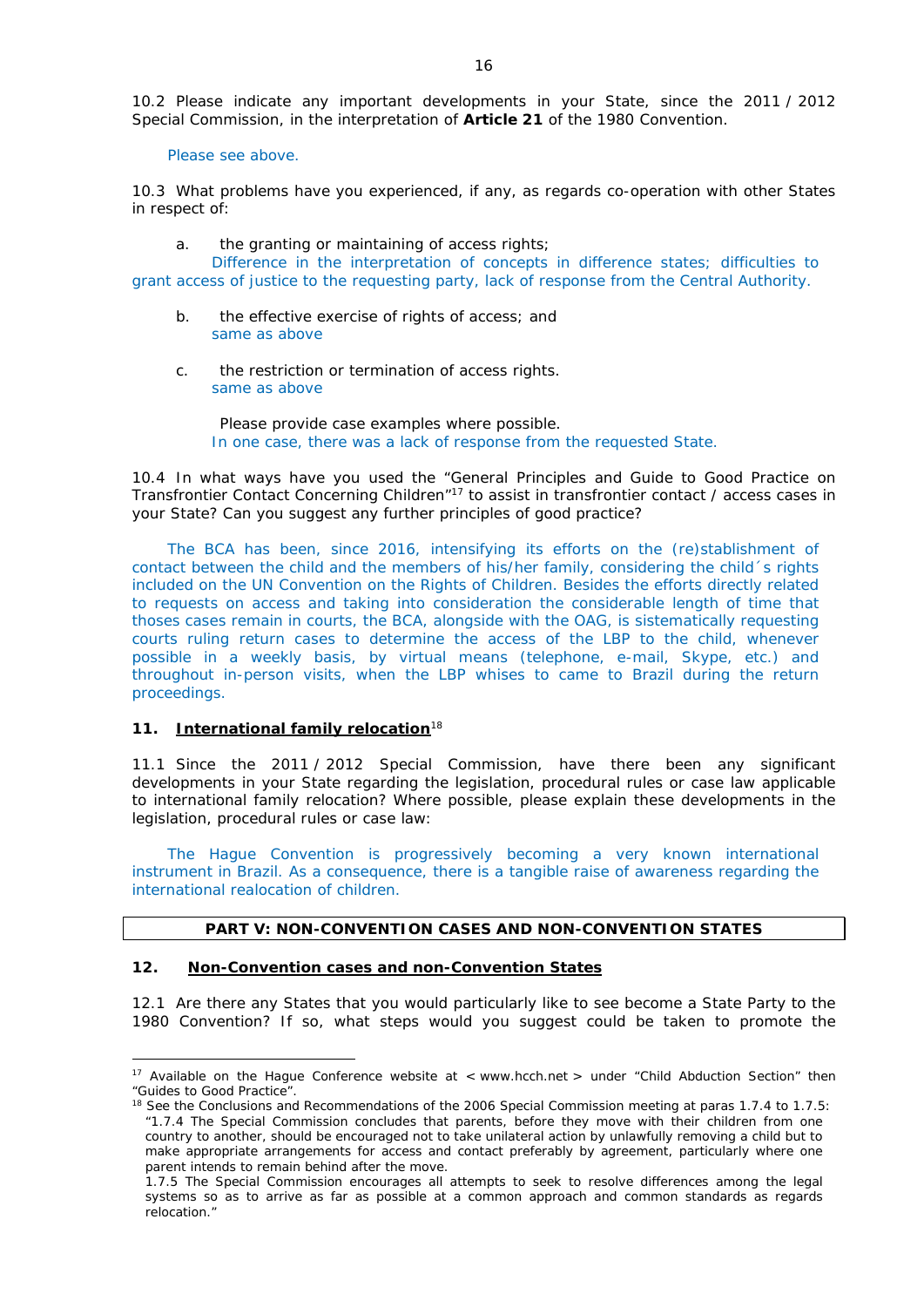10.2 Please indicate any important developments in your State, since the 2011 / 2012 Special Commission, in the interpretation of **Article 21** of the 1980 Convention.

Please see above.

10.3 What problems have you experienced, if any, as regards co-operation with other States in respect of:

a. the granting or maintaining of access rights;
Difference in the interpretation of concepts in difference states; difficulties to grant access of justice to the requesting party, lack of response from the Central Authority.

b. the effective exercise of rights of access; and
same as above

c. the restriction or termination of access rights.
same as above

Please provide case examples where possible.
In one case, there was a lack of response from the requested State.

10.4 In what ways have you used the "General Principles and Guide to Good Practice on Transfrontier Contact Concerning Children"[17] to assist in transfrontier contact / access cases in your State? Can you suggest any further principles of good practice?

The BCA has been, since 2016, intensifying its efforts on the (re)stablishment of contact between the child and the members of his/her family, considering the child´s rights included on the UN Convention on the Rights of Children. Besides the efforts directly related to requests on access and taking into consideration the considerable length of time that thoses cases remain in courts, the BCA, alongside with the OAG, is sistematically requesting courts ruling return cases to determine the access of the LBP to the child, whenever possible in a weekly basis, by virtual means (telephone, e-mail, Skype, etc.) and throughout in-person visits, when the LBP whises to came to Brazil during the return proceedings.

## 11. International family relocation[18]

11.1 Since the 2011 / 2012 Special Commission, have there been any significant developments in your State regarding the legislation, procedural rules or case law applicable to international family relocation? Where possible, please explain these developments in the legislation, procedural rules or case law:

The Hague Convention is progressively becoming a very known international instrument in Brazil. As a consequence, there is a tangible raise of awareness regarding the international realocation of children.

## PART V: NON-CONVENTION CASES AND NON-CONVENTION STATES

## 12. Non-Convention cases and non-Convention States

12.1 Are there any States that you would particularly like to see become a State Party to the 1980 Convention? If so, what steps would you suggest could be taken to promote the

---

[17] Available on the Hague Conference website at < www.hcch.net > under "Child Abduction Section" then "Guides to Good Practice".

[18] See the Conclusions and Recommendations of the 2006 Special Commission meeting at paras 1.7.4 to 1.7.5: "1.7.4 The Special Commission concludes that parents, before they move with their children from one country to another, should be encouraged not to take unilateral action by unlawfully removing a child but to make appropriate arrangements for access and contact preferably by agreement, particularly where one parent intends to remain behind after the move.
1.7.5 The Special Commission encourages all attempts to seek to resolve differences among the legal systems so as to arrive as far as possible at a common approach and common standards as regards relocation."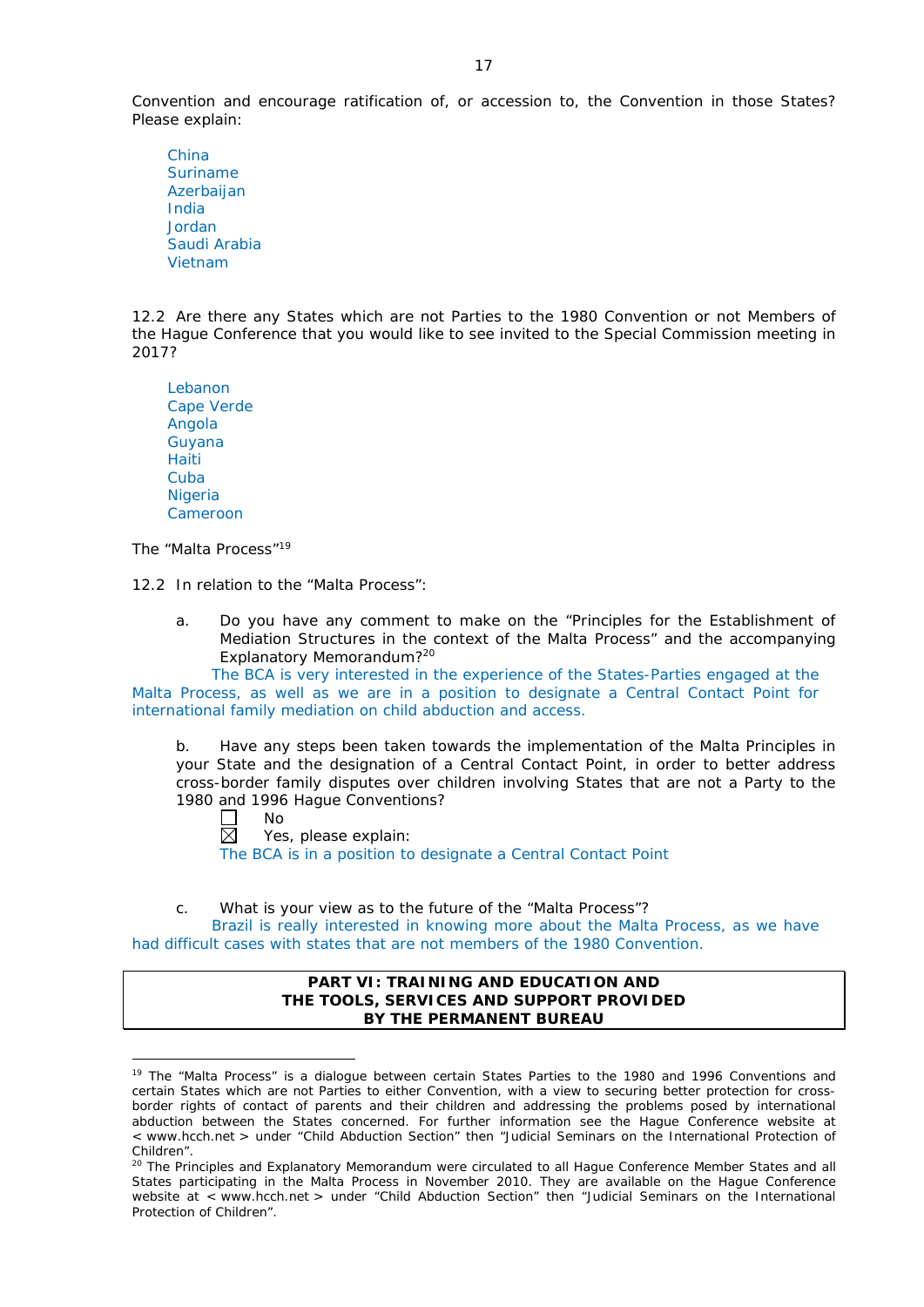Convention and encourage ratification of, or accession to, the Convention in those States? Please explain:

China
Suriname
Azerbaijan
India
Jordan
Saudi Arabia
Vietnam

12.2 Are there any States which are not Parties to the 1980 Convention or not Members of the Hague Conference that you would like to see invited to the Special Commission meeting in 2017?

Lebanon
Cape Verde
Angola
Guyana
Haiti
Cuba
Nigeria
Cameroon

The "Malta Process"[19]

12.2 In relation to the "Malta Process":

a. Do you have any comment to make on the "Principles for the Establishment of Mediation Structures in the context of the Malta Process" and the accompanying Explanatory Memorandum?[20]

The BCA is very interested in the experience of the States-Parties engaged at the Malta Process, as well as we are in a position to designate a Central Contact Point for international family mediation on child abduction and access.

b. Have any steps been taken towards the implementation of the Malta Principles in your State and the designation of a Central Contact Point, in order to better address cross-border family disputes over children involving States that are not a Party to the 1980 and 1996 Hague Conventions?

☐ No
☒ Yes, please explain:

The BCA is in a position to designate a Central Contact Point

c. What is your view as to the future of the "Malta Process"?

Brazil is really interested in knowing more about the Malta Process, as we have had difficult cases with states that are not members of the 1980 Convention.

**PART VI: TRAINING AND EDUCATION AND THE TOOLS, SERVICES AND SUPPORT PROVIDED BY THE PERMANENT BUREAU**

---

[19] The "Malta Process" is a dialogue between certain States Parties to the 1980 and 1996 Conventions and certain States which are not Parties to either Convention, with a view to securing better protection for cross-border rights of contact of parents and their children and addressing the problems posed by international abduction between the States concerned. For further information see the Hague Conference website at < www.hcch.net > under "Child Abduction Section" then "Judicial Seminars on the International Protection of Children".

[20] The Principles and Explanatory Memorandum were circulated to all Hague Conference Member States and all States participating in the Malta Process in November 2010. They are available on the Hague Conference website at < www.hcch.net > under "Child Abduction Section" then "Judicial Seminars on the International Protection of Children".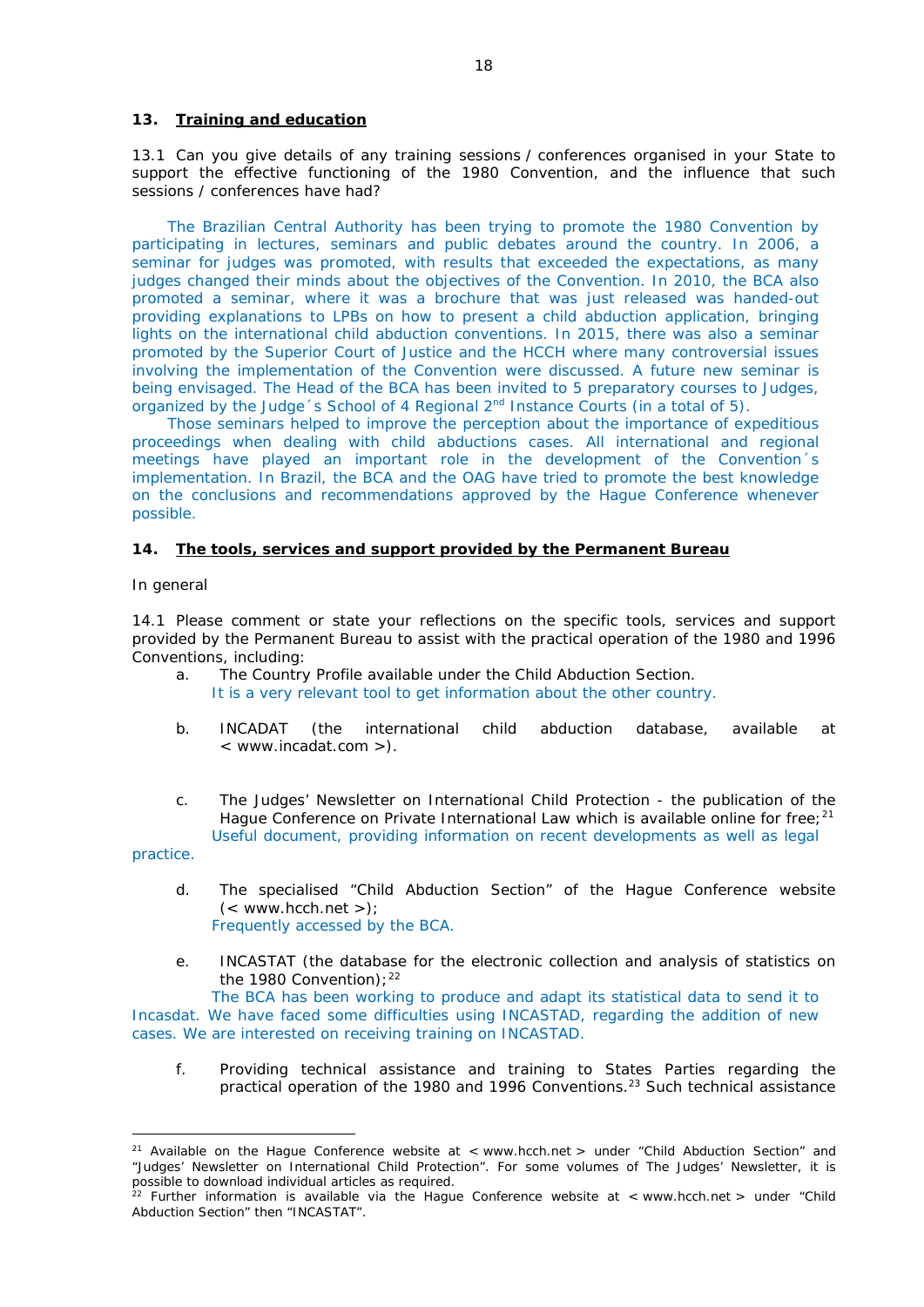## 13. **Training and education**

13.1 Can you give details of any training sessions / conferences organised in your State to support the effective functioning of the 1980 Convention, and the influence that such sessions / conferences have had?

The Brazilian Central Authority has been trying to promote the 1980 Convention by participating in lectures, seminars and public debates around the country. In 2006, a seminar for judges was promoted, with results that exceeded the expectations, as many judges changed their minds about the objectives of the Convention. In 2010, the BCA also promoted a seminar, where it was a brochure that was just released was handed-out providing explanations to LPBs on how to present a child abduction application, bringing lights on the international child abduction conventions. In 2015, there was also a seminar promoted by the Superior Court of Justice and the HCCH where many controversial issues involving the implementation of the Convention were discussed. A future new seminar is being envisaged. The Head of the BCA has been invited to 5 preparatory courses to Judges, organized by the Judge´s School of 4 Regional 2nd Instance Courts (in a total of 5).

Those seminars helped to improve the perception about the importance of expeditious proceedings when dealing with child abductions cases. All international and regional meetings have played an important role in the development of the Convention´s implementation. In Brazil, the BCA and the OAG have tried to promote the best knowledge on the conclusions and recommendations approved by the Hague Conference whenever possible.

## 14. **The tools, services and support provided by the Permanent Bureau**

In general

14.1 Please comment or state your reflections on the specific tools, services and support provided by the Permanent Bureau to assist with the practical operation of the 1980 and 1996 Conventions, including:

a. The Country Profile available under the Child Abduction Section.
   It is a very relevant tool to get information about the other country.

b. INCADAT (the international child abduction database, available at < www.incadat.com >).

c. The Judges' Newsletter on International Child Protection - the publication of the Hague Conference on Private International Law which is available online for free;[21]
   Useful document, providing information on recent developments as well as legal practice.

d. The specialised "Child Abduction Section" of the Hague Conference website (< www.hcch.net >);
   Frequently accessed by the BCA.

e. INCASTAT (the database for the electronic collection and analysis of statistics on the 1980 Convention);[22]
   The BCA has been working to produce and adapt its statistical data to send it to Incasdat. We have faced some difficulties using INCASTAD, regarding the addition of new cases. We are interested on receiving training on INCASTAD.

f. Providing technical assistance and training to States Parties regarding the practical operation of the 1980 and 1996 Conventions.[23] Such technical assistance

---

[21] Available on the Hague Conference website at < www.hcch.net > under "Child Abduction Section" and "Judges' Newsletter on International Child Protection". For some volumes of The Judges' Newsletter, it is possible to download individual articles as required.

[22] Further information is available via the Hague Conference website at < www.hcch.net > under "Child Abduction Section" then "INCASTAT".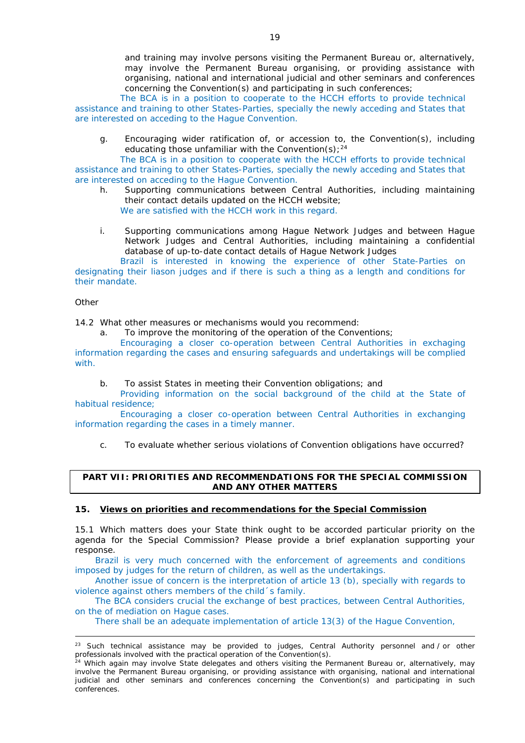and training may involve persons visiting the Permanent Bureau or, alternatively, may involve the Permanent Bureau organising, or providing assistance with organising, national and international judicial and other seminars and conferences concerning the Convention(s) and participating in such conferences;

The BCA is in a position to cooperate to the HCCH efforts to provide technical assistance and training to other States-Parties, specially the newly acceding and States that are interested on acceding to the Hague Convention.

g. Encouraging wider ratification of, or accession to, the Convention(s), including educating those unfamiliar with the Convention(s);[24]

The BCA is in a position to cooperate with the HCCH efforts to provide technical assistance and training to other States-Parties, specially the newly acceding and States that are interested on acceding to the Hague Convention.

h. Supporting communications between Central Authorities, including maintaining their contact details updated on the HCCH website;

We are satisfied with the HCCH work in this regard.

i. Supporting communications among Hague Network Judges and between Hague Network Judges and Central Authorities, including maintaining a confidential database of up-to-date contact details of Hague Network Judges

Brazil is interested in knowing the experience of other State-Parties on designating their liason judges and if there is such a thing as a length and conditions for their mandate.

Other

14.2 What other measures or mechanisms would you recommend:

a. To improve the monitoring of the operation of the Conventions;

Encouraging a closer co-operation between Central Authorities in exchaging information regarding the cases and ensuring safeguards and undertakings will be complied with.

b. To assist States in meeting their Convention obligations; and

Providing information on the social background of the child at the State of habitual residence;

Encouraging a closer co-operation between Central Authorities in exchanging information regarding the cases in a timely manner.

c. To evaluate whether serious violations of Convention obligations have occurred?

**PART VII: PRIORITIES AND RECOMMENDATIONS FOR THE SPECIAL COMMISSION AND ANY OTHER MATTERS**

## 15. Views on priorities and recommendations for the Special Commission

15.1 Which matters does your State think ought to be accorded particular priority on the agenda for the Special Commission? Please provide a brief explanation supporting your response.

Brazil is very much concerned with the enforcement of agreements and conditions imposed by judges for the return of children, as well as the undertakings.

Another issue of concern is the interpretation of article 13 (b), specially with regards to violence against others members of the child´s family.

The BCA considers crucial the exchange of best practices, between Central Authorities, on the of mediation on Hague cases.

There shall be an adequate implementation of article 13(3) of the Hague Convention,

---

[23] Such technical assistance may be provided to judges, Central Authority personnel and / or other professionals involved with the practical operation of the Convention(s).

[24] Which again may involve State delegates and others visiting the Permanent Bureau or, alternatively, may involve the Permanent Bureau organising, or providing assistance with organising, national and international judicial and other seminars and conferences concerning the Convention(s) and participating in such conferences.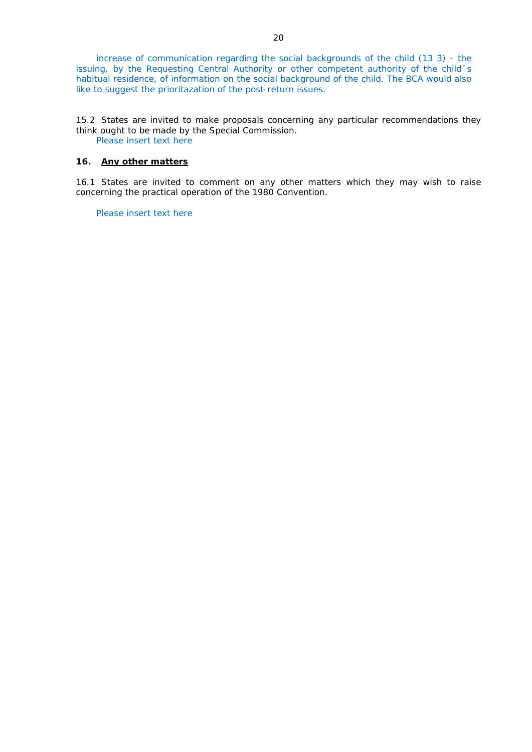increase of communication regarding the social backgrounds of the child (13 3) - the issuing, by the Requesting Central Authority or other competent authority of the child´s habitual residence, of information on the social background of the child. The BCA would also like to suggest the prioritazation of the post-return issues.

15.2 States are invited to make proposals concerning any particular recommendations they think ought to be made by the Special Commission.

Please insert text here

## 16. **Any other matters**

16.1 States are invited to comment on any other matters which they may wish to raise concerning the practical operation of the 1980 Convention.

Please insert text here